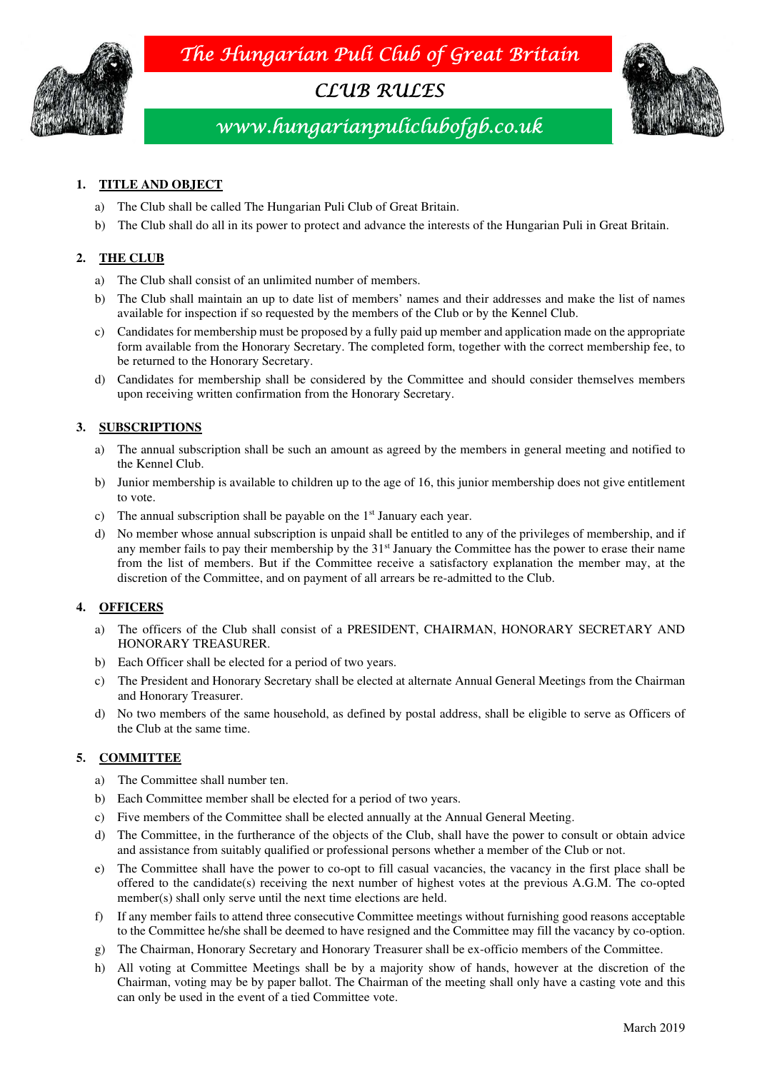# The Hungarian Puli Club of Great Britain

## CLUB RULES

www.hungarianpuliclubofgb.co.uk

**1. TITLE AND OBJECT**

a) The Club shall be called The Hungarian Puli Club of Great Britain.

b) The Club shall do all in its power to protect and advance the interests of the Hungarian Puli in Great Britain.

**2. THE CLUB**

a) The Club shall consist of an unlimited number of members.

b) The Club shall maintain an up to date list of members' names and their addresses and make the list of names available for inspection if so requested by the members of the Club or by the Kennel Club.

c) Candidates for membership must be proposed by a fully paid up member and application made on the appropriate form available from the Honorary Secretary. The completed form, together with the correct membership fee, to be returned to the Honorary Secretary.

d) Candidates for membership shall be considered by the Committee and should consider themselves members upon receiving written confirmation from the Honorary Secretary.

**3. SUBSCRIPTIONS**

a) The annual subscription shall be such an amount as agreed by the members in general meeting and notified to the Kennel Club.

b) Junior membership is available to children up to the age of 16, this junior membership does not give entitlement to vote.

c) The annual subscription shall be payable on the 1st January each year.

d) No member whose annual subscription is unpaid shall be entitled to any of the privileges of membership, and if any member fails to pay their membership by the 31st January the Committee has the power to erase their name from the list of members. But if the Committee receive a satisfactory explanation the member may, at the discretion of the Committee, and on payment of all arrears be re-admitted to the Club.

**4. OFFICERS**

a) The officers of the Club shall consist of a PRESIDENT, CHAIRMAN, HONORARY SECRETARY AND HONORARY TREASURER.

b) Each Officer shall be elected for a period of two years.

c) The President and Honorary Secretary shall be elected at alternate Annual General Meetings from the Chairman and Honorary Treasurer.

d) No two members of the same household, as defined by postal address, shall be eligible to serve as Officers of the Club at the same time.

**5. COMMITTEE**

a) The Committee shall number ten.

b) Each Committee member shall be elected for a period of two years.

c) Five members of the Committee shall be elected annually at the Annual General Meeting.

d) The Committee, in the furtherance of the objects of the Club, shall have the power to consult or obtain advice and assistance from suitably qualified or professional persons whether a member of the Club or not.

e) The Committee shall have the power to co-opt to fill casual vacancies, the vacancy in the first place shall be offered to the candidate(s) receiving the next number of highest votes at the previous A.G.M. The co-opted member(s) shall only serve until the next time elections are held.

f) If any member fails to attend three consecutive Committee meetings without furnishing good reasons acceptable to the Committee he/she shall be deemed to have resigned and the Committee may fill the vacancy by co-option.

g) The Chairman, Honorary Secretary and Honorary Treasurer shall be ex-officio members of the Committee.

h) All voting at Committee Meetings shall be by a majority show of hands, however at the discretion of the Chairman, voting may be by paper ballot. The Chairman of the meeting shall only have a casting vote and this can only be used in the event of a tied Committee vote.

March 2019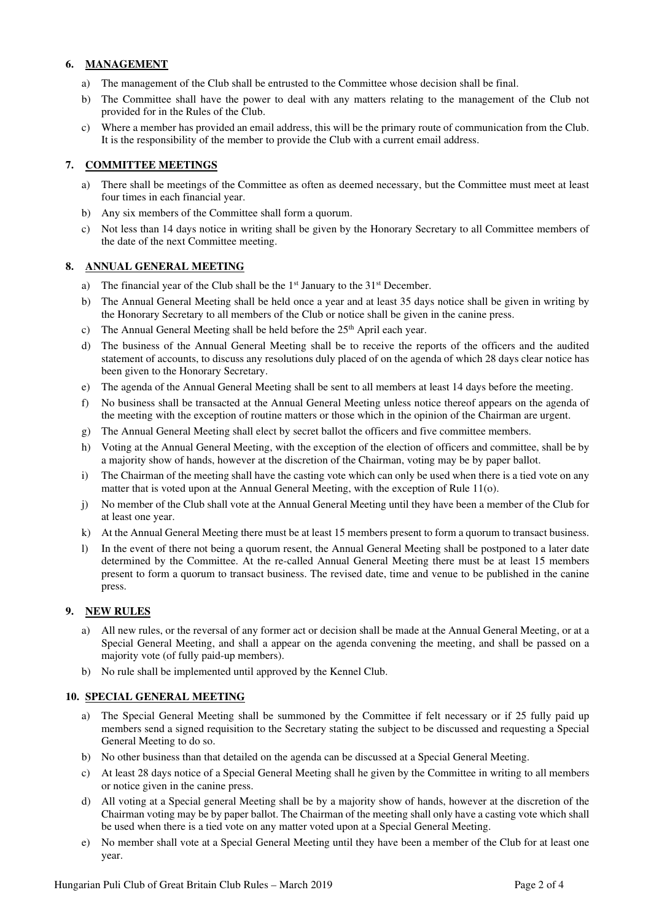## 6. MANAGEMENT

a) The management of the Club shall be entrusted to the Committee whose decision shall be final.

b) The Committee shall have the power to deal with any matters relating to the management of the Club not provided for in the Rules of the Club.

c) Where a member has provided an email address, this will be the primary route of communication from the Club. It is the responsibility of the member to provide the Club with a current email address.

## 7. COMMITTEE MEETINGS

a) There shall be meetings of the Committee as often as deemed necessary, but the Committee must meet at least four times in each financial year.

b) Any six members of the Committee shall form a quorum.

c) Not less than 14 days notice in writing shall be given by the Honorary Secretary to all Committee members of the date of the next Committee meeting.

## 8. ANNUAL GENERAL MEETING

a) The financial year of the Club shall be the 1st January to the 31st December.

b) The Annual General Meeting shall be held once a year and at least 35 days notice shall be given in writing by the Honorary Secretary to all members of the Club or notice shall be given in the canine press.

c) The Annual General Meeting shall be held before the 25th April each year.

d) The business of the Annual General Meeting shall be to receive the reports of the officers and the audited statement of accounts, to discuss any resolutions duly placed of on the agenda of which 28 days clear notice has been given to the Honorary Secretary.

e) The agenda of the Annual General Meeting shall be sent to all members at least 14 days before the meeting.

f) No business shall be transacted at the Annual General Meeting unless notice thereof appears on the agenda of the meeting with the exception of routine matters or those which in the opinion of the Chairman are urgent.

g) The Annual General Meeting shall elect by secret ballot the officers and five committee members.

h) Voting at the Annual General Meeting, with the exception of the election of officers and committee, shall be by a majority show of hands, however at the discretion of the Chairman, voting may be by paper ballot.

i) The Chairman of the meeting shall have the casting vote which can only be used when there is a tied vote on any matter that is voted upon at the Annual General Meeting, with the exception of Rule 11(o).

j) No member of the Club shall vote at the Annual General Meeting until they have been a member of the Club for at least one year.

k) At the Annual General Meeting there must be at least 15 members present to form a quorum to transact business.

l) In the event of there not being a quorum resent, the Annual General Meeting shall be postponed to a later date determined by the Committee. At the re-called Annual General Meeting there must be at least 15 members present to form a quorum to transact business. The revised date, time and venue to be published in the canine press.

## 9. NEW RULES

a) All new rules, or the reversal of any former act or decision shall be made at the Annual General Meeting, or at a Special General Meeting, and shall a appear on the agenda convening the meeting, and shall be passed on a majority vote (of fully paid-up members).

b) No rule shall be implemented until approved by the Kennel Club.

## 10. SPECIAL GENERAL MEETING

a) The Special General Meeting shall be summoned by the Committee if felt necessary or if 25 fully paid up members send a signed requisition to the Secretary stating the subject to be discussed and requesting a Special General Meeting to do so.

b) No other business than that detailed on the agenda can be discussed at a Special General Meeting.

c) At least 28 days notice of a Special General Meeting shall he given by the Committee in writing to all members or notice given in the canine press.

d) All voting at a Special general Meeting shall be by a majority show of hands, however at the discretion of the Chairman voting may be by paper ballot. The Chairman of the meeting shall only have a casting vote which shall be used when there is a tied vote on any matter voted upon at a Special General Meeting.

e) No member shall vote at a Special General Meeting until they have been a member of the Club for at least one year.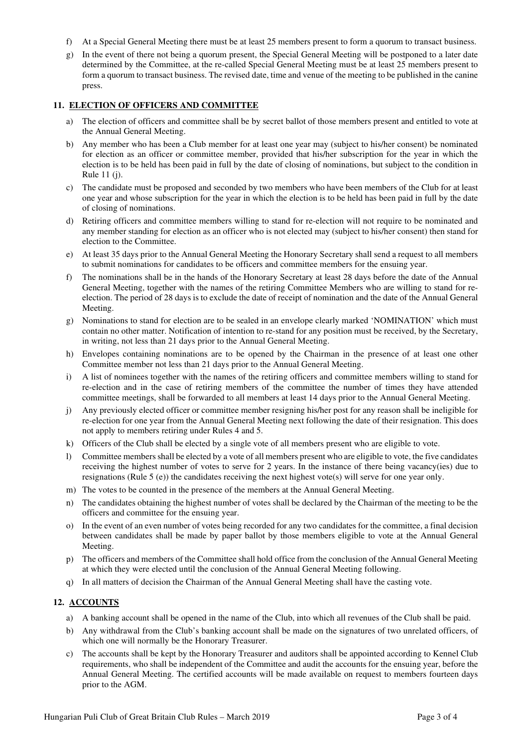f) At a Special General Meeting there must be at least 25 members present to form a quorum to transact business.

g) In the event of there not being a quorum present, the Special General Meeting will be postponed to a later date determined by the Committee, at the re-called Special General Meeting must be at least 25 members present to form a quorum to transact business. The revised date, time and venue of the meeting to be published in the canine press.

## 11. ELECTION OF OFFICERS AND COMMITTEE

a) The election of officers and committee shall be by secret ballot of those members present and entitled to vote at the Annual General Meeting.

b) Any member who has been a Club member for at least one year may (subject to his/her consent) be nominated for election as an officer or committee member, provided that his/her subscription for the year in which the election is to be held has been paid in full by the date of closing of nominations, but subject to the condition in Rule 11 (j).

c) The candidate must be proposed and seconded by two members who have been members of the Club for at least one year and whose subscription for the year in which the election is to be held has been paid in full by the date of closing of nominations.

d) Retiring officers and committee members willing to stand for re-election will not require to be nominated and any member standing for election as an officer who is not elected may (subject to his/her consent) then stand for election to the Committee.

e) At least 35 days prior to the Annual General Meeting the Honorary Secretary shall send a request to all members to submit nominations for candidates to be officers and committee members for the ensuing year.

f) The nominations shall be in the hands of the Honorary Secretary at least 28 days before the date of the Annual General Meeting, together with the names of the retiring Committee Members who are willing to stand for re-election. The period of 28 days is to exclude the date of receipt of nomination and the date of the Annual General Meeting.

g) Nominations to stand for election are to be sealed in an envelope clearly marked 'NOMINATION' which must contain no other matter. Notification of intention to re-stand for any position must be received, by the Secretary, in writing, not less than 21 days prior to the Annual General Meeting.

h) Envelopes containing nominations are to be opened by the Chairman in the presence of at least one other Committee member not less than 21 days prior to the Annual General Meeting.

i) A list of nominees together with the names of the retiring officers and committee members willing to stand for re-election and in the case of retiring members of the committee the number of times they have attended committee meetings, shall be forwarded to all members at least 14 days prior to the Annual General Meeting.

j) Any previously elected officer or committee member resigning his/her post for any reason shall be ineligible for re-election for one year from the Annual General Meeting next following the date of their resignation. This does not apply to members retiring under Rules 4 and 5.

k) Officers of the Club shall be elected by a single vote of all members present who are eligible to vote.

l) Committee members shall be elected by a vote of all members present who are eligible to vote, the five candidates receiving the highest number of votes to serve for 2 years. In the instance of there being vacancy(ies) due to resignations (Rule 5 (e)) the candidates receiving the next highest vote(s) will serve for one year only.

m) The votes to be counted in the presence of the members at the Annual General Meeting.

n) The candidates obtaining the highest number of votes shall be declared by the Chairman of the meeting to be the officers and committee for the ensuing year.

o) In the event of an even number of votes being recorded for any two candidates for the committee, a final decision between candidates shall be made by paper ballot by those members eligible to vote at the Annual General Meeting.

p) The officers and members of the Committee shall hold office from the conclusion of the Annual General Meeting at which they were elected until the conclusion of the Annual General Meeting following.

q) In all matters of decision the Chairman of the Annual General Meeting shall have the casting vote.

## 12. ACCOUNTS

a) A banking account shall be opened in the name of the Club, into which all revenues of the Club shall be paid.

b) Any withdrawal from the Club's banking account shall be made on the signatures of two unrelated officers, of which one will normally be the Honorary Treasurer.

c) The accounts shall be kept by the Honorary Treasurer and auditors shall be appointed according to Kennel Club requirements, who shall be independent of the Committee and audit the accounts for the ensuing year, before the Annual General Meeting. The certified accounts will be made available on request to members fourteen days prior to the AGM.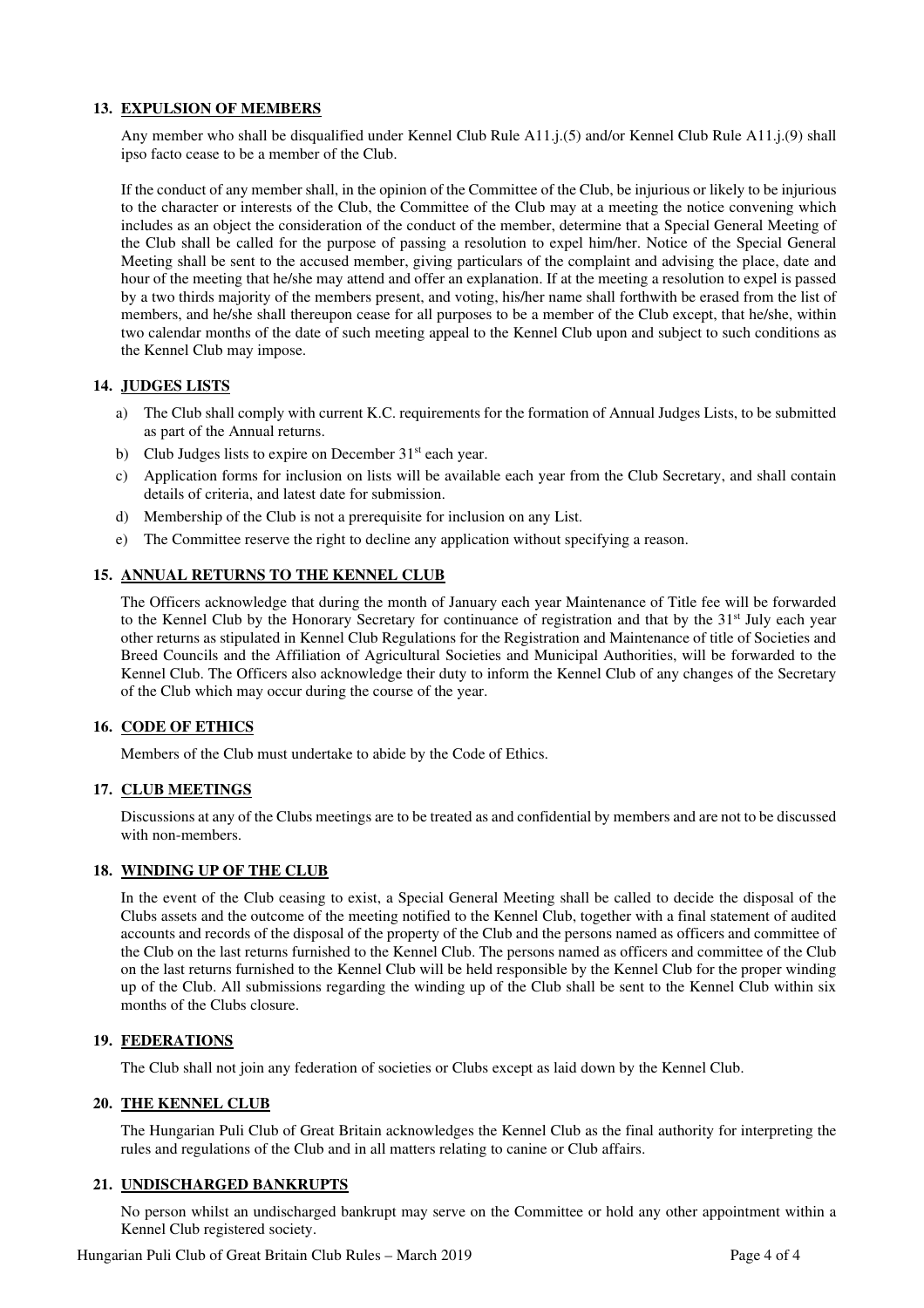## 13. EXPULSION OF MEMBERS

Any member who shall be disqualified under Kennel Club Rule A11.j.(5) and/or Kennel Club Rule A11.j.(9) shall ipso facto cease to be a member of the Club.

If the conduct of any member shall, in the opinion of the Committee of the Club, be injurious or likely to be injurious to the character or interests of the Club, the Committee of the Club may at a meeting the notice convening which includes as an object the consideration of the conduct of the member, determine that a Special General Meeting of the Club shall be called for the purpose of passing a resolution to expel him/her. Notice of the Special General Meeting shall be sent to the accused member, giving particulars of the complaint and advising the place, date and hour of the meeting that he/she may attend and offer an explanation. If at the meeting a resolution to expel is passed by a two thirds majority of the members present, and voting, his/her name shall forthwith be erased from the list of members, and he/she shall thereupon cease for all purposes to be a member of the Club except, that he/she, within two calendar months of the date of such meeting appeal to the Kennel Club upon and subject to such conditions as the Kennel Club may impose.

## 14. JUDGES LISTS

a) The Club shall comply with current K.C. requirements for the formation of Annual Judges Lists, to be submitted as part of the Annual returns.

b) Club Judges lists to expire on December 31st each year.

c) Application forms for inclusion on lists will be available each year from the Club Secretary, and shall contain details of criteria, and latest date for submission.

d) Membership of the Club is not a prerequisite for inclusion on any List.

e) The Committee reserve the right to decline any application without specifying a reason.

## 15. ANNUAL RETURNS TO THE KENNEL CLUB

The Officers acknowledge that during the month of January each year Maintenance of Title fee will be forwarded to the Kennel Club by the Honorary Secretary for continuance of registration and that by the 31st July each year other returns as stipulated in Kennel Club Regulations for the Registration and Maintenance of title of Societies and Breed Councils and the Affiliation of Agricultural Societies and Municipal Authorities, will be forwarded to the Kennel Club. The Officers also acknowledge their duty to inform the Kennel Club of any changes of the Secretary of the Club which may occur during the course of the year.

## 16. CODE OF ETHICS

Members of the Club must undertake to abide by the Code of Ethics.

## 17. CLUB MEETINGS

Discussions at any of the Clubs meetings are to be treated as and confidential by members and are not to be discussed with non-members.

## 18. WINDING UP OF THE CLUB

In the event of the Club ceasing to exist, a Special General Meeting shall be called to decide the disposal of the Clubs assets and the outcome of the meeting notified to the Kennel Club, together with a final statement of audited accounts and records of the disposal of the property of the Club and the persons named as officers and committee of the Club on the last returns furnished to the Kennel Club. The persons named as officers and committee of the Club on the last returns furnished to the Kennel Club will be held responsible by the Kennel Club for the proper winding up of the Club. All submissions regarding the winding up of the Club shall be sent to the Kennel Club within six months of the Clubs closure.

## 19. FEDERATIONS

The Club shall not join any federation of societies or Clubs except as laid down by the Kennel Club.

## 20. THE KENNEL CLUB

The Hungarian Puli Club of Great Britain acknowledges the Kennel Club as the final authority for interpreting the rules and regulations of the Club and in all matters relating to canine or Club affairs.

## 21. UNDISCHARGED BANKRUPTS

No person whilst an undischarged bankrupt may serve on the Committee or hold any other appointment within a Kennel Club registered society.